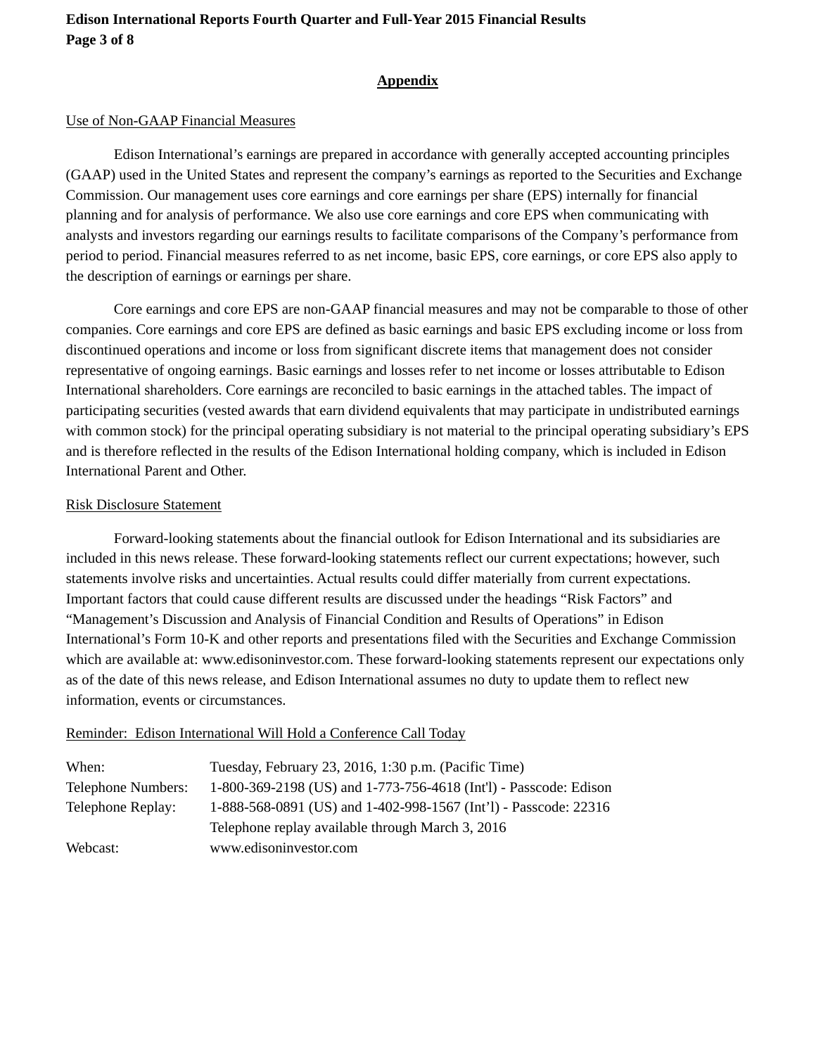## Appendix

Use of Non-GAAP Financial Measures

Edison International's earnings are prepared in accordance with generally accepted accounting principles (GAAP) used in the United States and represent the company's earnings as reported to the Securities and Exchange Commission. Our management uses core earnings and core earnings per share (EPS) internally for financial planning and for analysis of performance. We also use core earnings and core EPS when communicating with analysts and investors regarding our earnings results to facilitate comparisons of the Company's performance from period to period. Financial measures referred to as net income, basic EPS, core earnings, or core EPS also apply to the description of earnings or earnings per share.

Core earnings and core EPS are non-GAAP financial measures and may not be comparable to those of other companies. Core earnings and core EPS are defined as basic earnings and basic EPS excluding income or loss from discontinued operations and income or loss from significant discrete items that management does not consider representative of ongoing earnings. Basic earnings and losses refer to net income or losses attributable to Edison International shareholders. Core earnings are reconciled to basic earnings in the attached tables. The impact of participating securities (vested awards that earn dividend equivalents that may participate in undistributed earnings with common stock) for the principal operating subsidiary is not material to the principal operating subsidiary's EPS and is therefore reflected in the results of the Edison International holding company, which is included in Edison International Parent and Other.

Risk Disclosure Statement

Forward-looking statements about the financial outlook for Edison International and its subsidiaries are included in this news release. These forward-looking statements reflect our current expectations; however, such statements involve risks and uncertainties. Actual results could differ materially from current expectations. Important factors that could cause different results are discussed under the headings "Risk Factors" and "Management's Discussion and Analysis of Financial Condition and Results of Operations" in Edison International's Form 10-K and other reports and presentations filed with the Securities and Exchange Commission which are available at: www.edisoninvestor.com. These forward-looking statements represent our expectations only as of the date of this news release, and Edison International assumes no duty to update them to reflect new information, events or circumstances.

Reminder: Edison International Will Hold a Conference Call Today

| | |
|---|---|
| When: | Tuesday, February 23, 2016, 1:30 p.m. (Pacific Time) |
| Telephone Numbers: | 1-800-369-2198 (US) and 1-773-756-4618 (Int'l) - Passcode: Edison |
| Telephone Replay: | 1-888-568-0891 (US) and 1-402-998-1567 (Int'l) - Passcode: 22316 |
| | Telephone replay available through March 3, 2016 |
| Webcast: | www.edisoninvestor.com |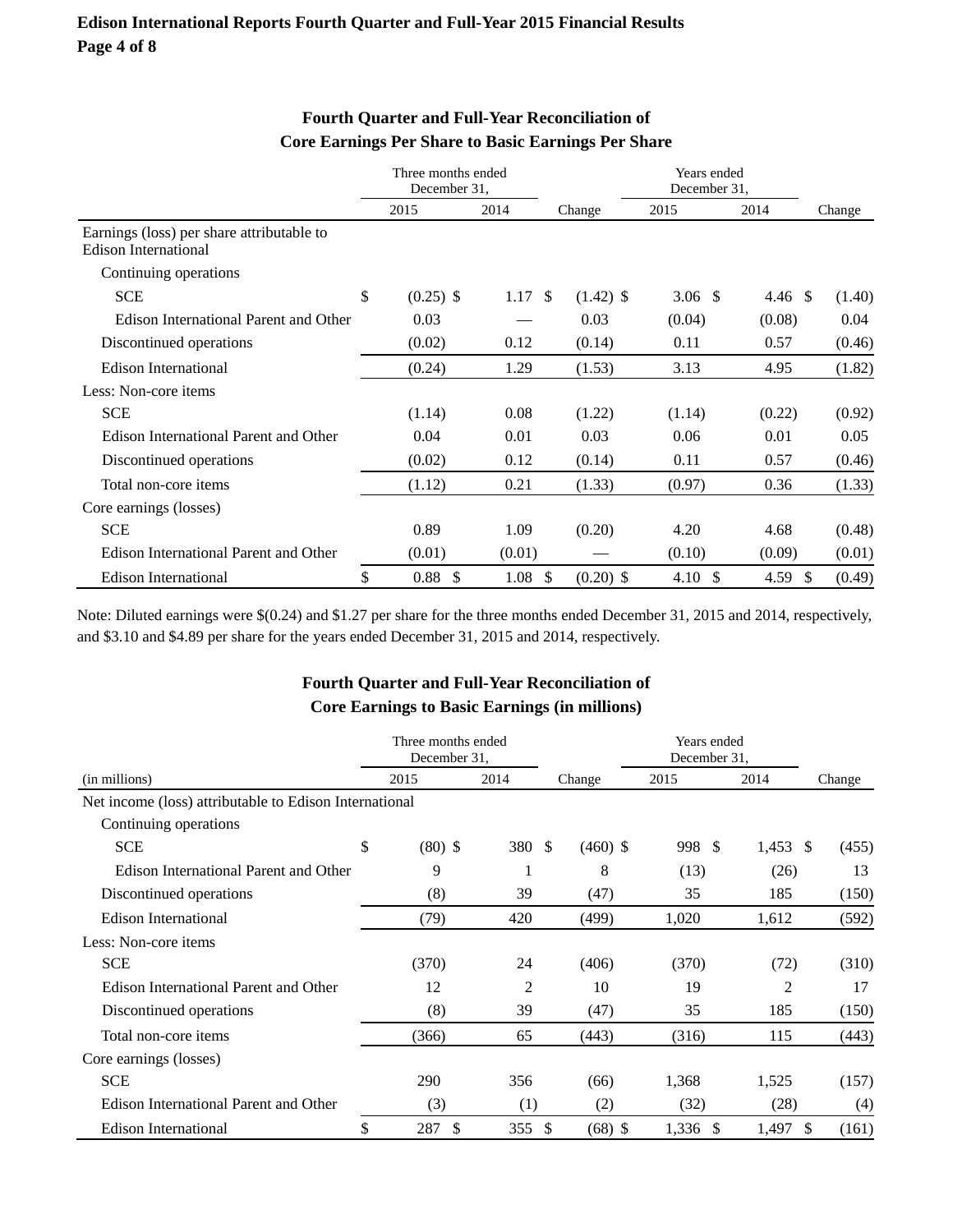## Fourth Quarter and Full-Year Reconciliation of Core Earnings Per Share to Basic Earnings Per Share

| | Three months ended December 31, | | | Years ended December 31, | | |
|---|---|---|---|---|---|---|
| | 2015 | 2014 | Change | 2015 | 2014 | Change |
| Earnings (loss) per share attributable to Edison International | | | | | | |
| Continuing operations | | | | | | |
| SCE | $ (0.25) | $ 1.17 | $ (1.42) | $ 3.06 | $ 4.46 | $ (1.40) |
| Edison International Parent and Other | 0.03 | — | 0.03 | (0.04) | (0.08) | 0.04 |
| Discontinued operations | (0.02) | 0.12 | (0.14) | 0.11 | 0.57 | (0.46) |
| Edison International | (0.24) | 1.29 | (1.53) | 3.13 | 4.95 | (1.82) |
| Less: Non-core items | | | | | | |
| SCE | (1.14) | 0.08 | (1.22) | (1.14) | (0.22) | (0.92) |
| Edison International Parent and Other | 0.04 | 0.01 | 0.03 | 0.06 | 0.01 | 0.05 |
| Discontinued operations | (0.02) | 0.12 | (0.14) | 0.11 | 0.57 | (0.46) |
| Total non-core items | (1.12) | 0.21 | (1.33) | (0.97) | 0.36 | (1.33) |
| Core earnings (losses) | | | | | | |
| SCE | 0.89 | 1.09 | (0.20) | 4.20 | 4.68 | (0.48) |
| Edison International Parent and Other | (0.01) | (0.01) | — | (0.10) | (0.09) | (0.01) |
| Edison International | $ 0.88 | $ 1.08 | $ (0.20) | $ 4.10 | $ 4.59 | $ (0.49) |

Note: Diluted earnings were $(0.24) and $1.27 per share for the three months ended December 31, 2015 and 2014, respectively, and $3.10 and $4.89 per share for the years ended December 31, 2015 and 2014, respectively.

## Fourth Quarter and Full-Year Reconciliation of Core Earnings to Basic Earnings (in millions)

| | Three months ended December 31, | | | Years ended December 31, | | |
|---|---|---|---|---|---|---|
| (in millions) | 2015 | 2014 | Change | 2015 | 2014 | Change |
| Net income (loss) attributable to Edison International | | | | | | |
| Continuing operations | | | | | | |
| SCE | $ (80) | $ 380 | $ (460) | $ 998 | $ 1,453 | $ (455) |
| Edison International Parent and Other | 9 | 1 | 8 | (13) | (26) | 13 |
| Discontinued operations | (8) | 39 | (47) | 35 | 185 | (150) |
| Edison International | (79) | 420 | (499) | 1,020 | 1,612 | (592) |
| Less: Non-core items | | | | | | |
| SCE | (370) | 24 | (406) | (370) | (72) | (310) |
| Edison International Parent and Other | 12 | 2 | 10 | 19 | 2 | 17 |
| Discontinued operations | (8) | 39 | (47) | 35 | 185 | (150) |
| Total non-core items | (366) | 65 | (443) | (316) | 115 | (443) |
| Core earnings (losses) | | | | | | |
| SCE | 290 | 356 | (66) | 1,368 | 1,525 | (157) |
| Edison International Parent and Other | (3) | (1) | (2) | (32) | (28) | (4) |
| Edison International | $ 287 | $ 355 | $ (68) | $ 1,336 | $ 1,497 | $ (161) |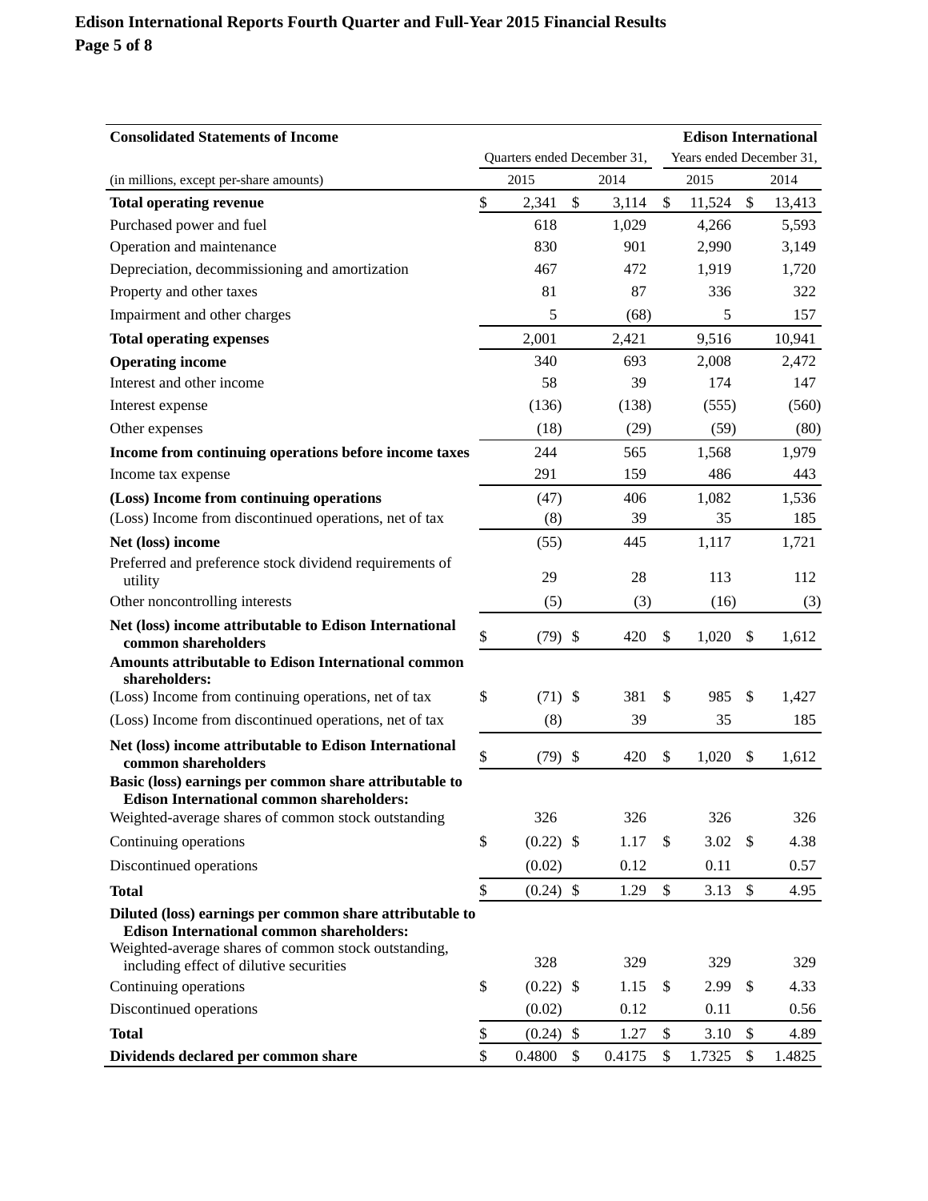| Consolidated Statements of Income | | | | Edison International |
|---|---|---|---|---|
| | Quarters ended December 31, | | Years ended December 31, | |
| (in millions, except per-share amounts) | 2015 | 2014 | 2015 | 2014 |
| **Total operating revenue** | $ 2,341 | $ 3,114 | $ 11,524 | $ 13,413 |
| Purchased power and fuel | 618 | 1,029 | 4,266 | 5,593 |
| Operation and maintenance | 830 | 901 | 2,990 | 3,149 |
| Depreciation, decommissioning and amortization | 467 | 472 | 1,919 | 1,720 |
| Property and other taxes | 81 | 87 | 336 | 322 |
| Impairment and other charges | 5 | (68) | 5 | 157 |
| **Total operating expenses** | 2,001 | 2,421 | 9,516 | 10,941 |
| **Operating income** | 340 | 693 | 2,008 | 2,472 |
| Interest and other income | 58 | 39 | 174 | 147 |
| Interest expense | (136) | (138) | (555) | (560) |
| Other expenses | (18) | (29) | (59) | (80) |
| **Income from continuing operations before income taxes** | 244 | 565 | 1,568 | 1,979 |
| Income tax expense | 291 | 159 | 486 | 443 |
| **(Loss) Income from continuing operations** | (47) | 406 | 1,082 | 1,536 |
| (Loss) Income from discontinued operations, net of tax | (8) | 39 | 35 | 185 |
| **Net (loss) income** | (55) | 445 | 1,117 | 1,721 |
| Preferred and preference stock dividend requirements of utility | 29 | 28 | 113 | 112 |
| Other noncontrolling interests | (5) | (3) | (16) | (3) |
| **Net (loss) income attributable to Edison International common shareholders** | $ (79) | $ 420 | $ 1,020 | $ 1,612 |
| **Amounts attributable to Edison International common shareholders:** | | | | |
| (Loss) Income from continuing operations, net of tax | $ (71) | $ 381 | $ 985 | $ 1,427 |
| (Loss) Income from discontinued operations, net of tax | (8) | 39 | 35 | 185 |
| **Net (loss) income attributable to Edison International common shareholders** | $ (79) | $ 420 | $ 1,020 | $ 1,612 |
| **Basic (loss) earnings per common share attributable to Edison International common shareholders:** | | | | |
| Weighted-average shares of common stock outstanding | 326 | 326 | 326 | 326 |
| Continuing operations | $ (0.22) | $ 1.17 | $ 3.02 | $ 4.38 |
| Discontinued operations | (0.02) | 0.12 | 0.11 | 0.57 |
| **Total** | $ (0.24) | $ 1.29 | $ 3.13 | $ 4.95 |
| **Diluted (loss) earnings per common share attributable to Edison International common shareholders:** | | | | |
| Weighted-average shares of common stock outstanding, including effect of dilutive securities | 328 | 329 | 329 | 329 |
| Continuing operations | $ (0.22) | $ 1.15 | $ 2.99 | $ 4.33 |
| Discontinued operations | (0.02) | 0.12 | 0.11 | 0.56 |
| **Total** | $ (0.24) | $ 1.27 | $ 3.10 | $ 4.89 |
| **Dividends declared per common share** | $ 0.4800 | $ 0.4175 | $ 1.7325 | $ 1.4825 |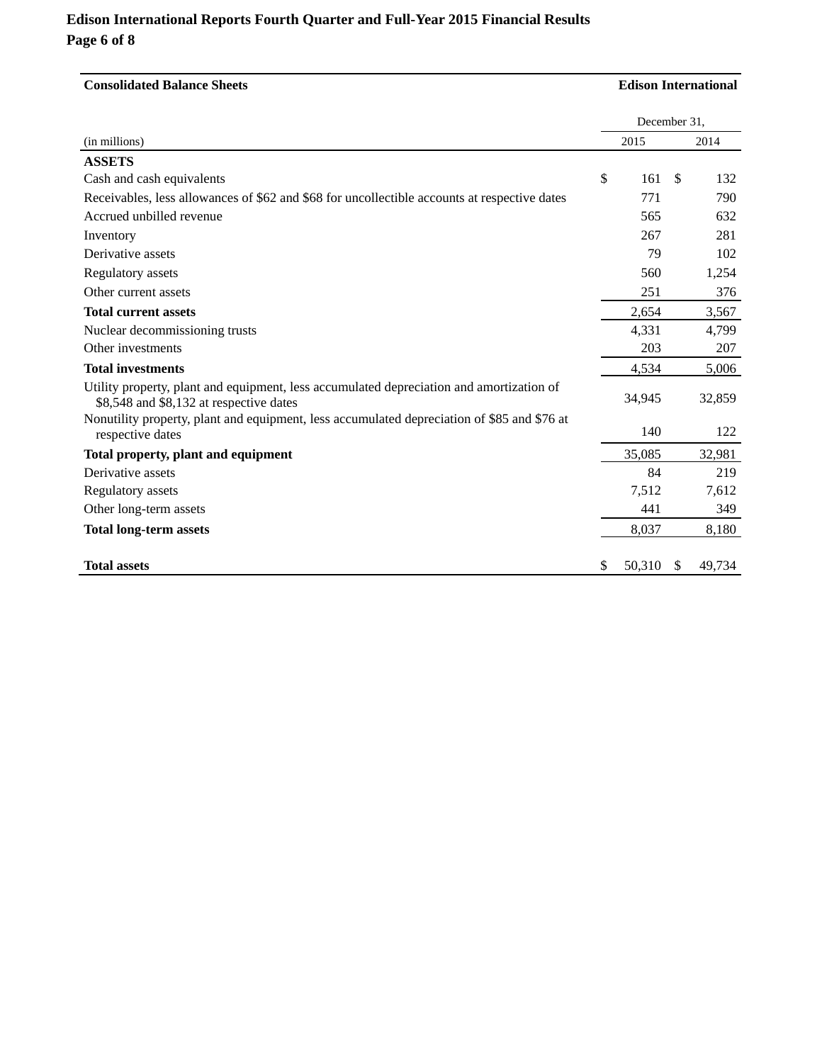| Consolidated Balance Sheets | | Edison International |
|---|---|---|
| | December 31, | |
| (in millions) | 2015 | 2014 |
| **ASSETS** | | |
| Cash and cash equivalents | $ 161 | $ 132 |
| Receivables, less allowances of $62 and $68 for uncollectible accounts at respective dates | 771 | 790 |
| Accrued unbilled revenue | 565 | 632 |
| Inventory | 267 | 281 |
| Derivative assets | 79 | 102 |
| Regulatory assets | 560 | 1,254 |
| Other current assets | 251 | 376 |
| **Total current assets** | 2,654 | 3,567 |
| Nuclear decommissioning trusts | 4,331 | 4,799 |
| Other investments | 203 | 207 |
| **Total investments** | 4,534 | 5,006 |
| Utility property, plant and equipment, less accumulated depreciation and amortization of $8,548 and $8,132 at respective dates | 34,945 | 32,859 |
| Nonutility property, plant and equipment, less accumulated depreciation of $85 and $76 at respective dates | 140 | 122 |
| **Total property, plant and equipment** | 35,085 | 32,981 |
| Derivative assets | 84 | 219 |
| Regulatory assets | 7,512 | 7,612 |
| Other long-term assets | 441 | 349 |
| **Total long-term assets** | 8,037 | 8,180 |
| **Total assets** | $ 50,310 | $ 49,734 |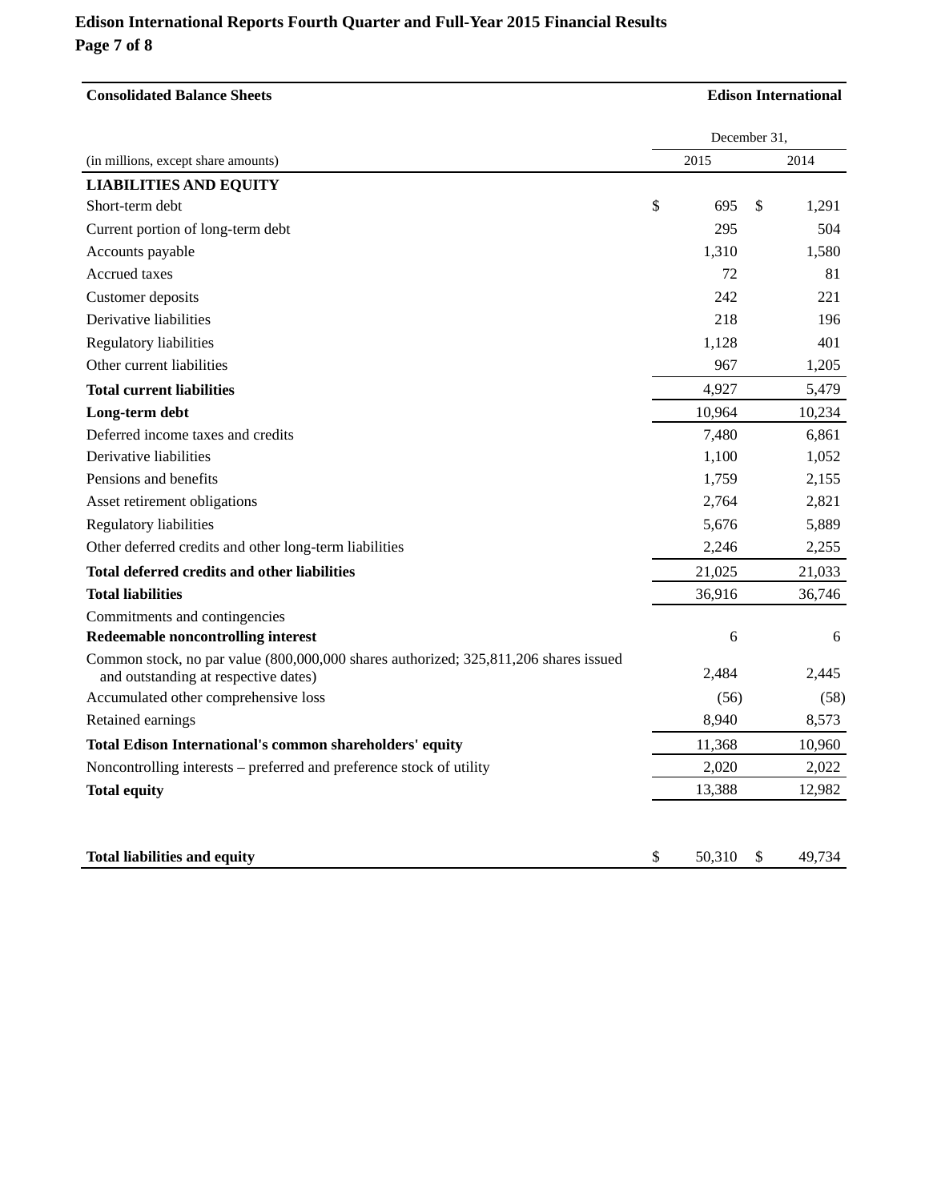| Consolidated Balance Sheets | | Edison International |
|---|---|---|
| | December 31, | |
| (in millions, except share amounts) | 2015 | 2014 |
| **LIABILITIES AND EQUITY** | | |
| Short-term debt | $ 695 | $ 1,291 |
| Current portion of long-term debt | 295 | 504 |
| Accounts payable | 1,310 | 1,580 |
| Accrued taxes | 72 | 81 |
| Customer deposits | 242 | 221 |
| Derivative liabilities | 218 | 196 |
| Regulatory liabilities | 1,128 | 401 |
| Other current liabilities | 967 | 1,205 |
| **Total current liabilities** | 4,927 | 5,479 |
| **Long-term debt** | 10,964 | 10,234 |
| Deferred income taxes and credits | 7,480 | 6,861 |
| Derivative liabilities | 1,100 | 1,052 |
| Pensions and benefits | 1,759 | 2,155 |
| Asset retirement obligations | 2,764 | 2,821 |
| Regulatory liabilities | 5,676 | 5,889 |
| Other deferred credits and other long-term liabilities | 2,246 | 2,255 |
| **Total deferred credits and other liabilities** | 21,025 | 21,033 |
| **Total liabilities** | 36,916 | 36,746 |
| Commitments and contingencies | | |
| **Redeemable noncontrolling interest** | 6 | 6 |
| Common stock, no par value (800,000,000 shares authorized; 325,811,206 shares issued and outstanding at respective dates) | 2,484 | 2,445 |
| Accumulated other comprehensive loss | (56) | (58) |
| Retained earnings | 8,940 | 8,573 |
| **Total Edison International's common shareholders' equity** | 11,368 | 10,960 |
| Noncontrolling interests – preferred and preference stock of utility | 2,020 | 2,022 |
| **Total equity** | 13,388 | 12,982 |
| **Total liabilities and equity** | $ 50,310 | $ 49,734 |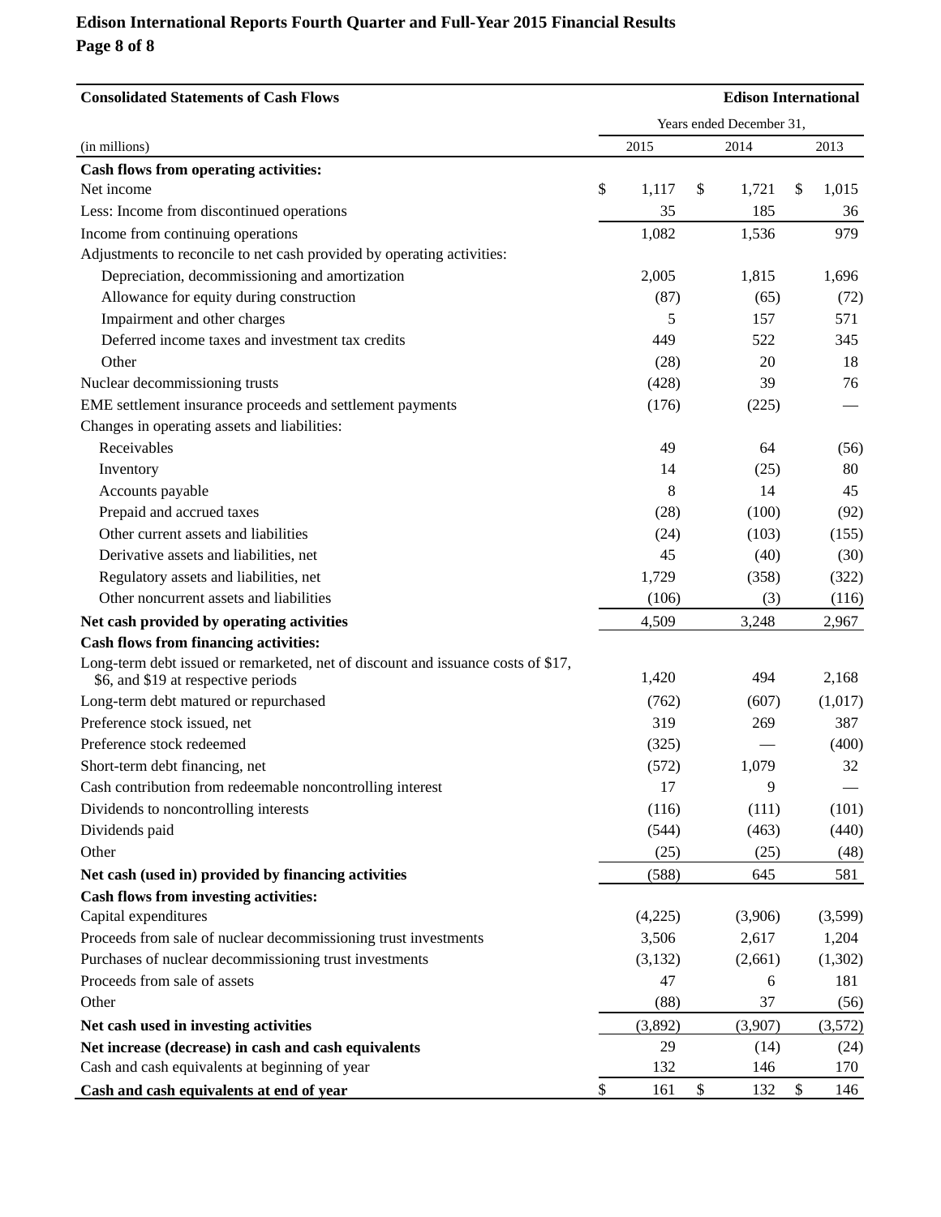**Edison International Reports Fourth Quarter and Full-Year 2015 Financial Results**

| **Consolidated Statements of Cash Flows** | | | **Edison International** |
|---|---|---|---|
| | Years ended December 31, | | |
| (in millions) | 2015 | 2014 | 2013 |
| **Cash flows from operating activities:** | | | |
| Net income | $ 1,117 | $ 1,721 | $ 1,015 |
| Less: Income from discontinued operations | 35 | 185 | 36 |
| Income from continuing operations | 1,082 | 1,536 | 979 |
| Adjustments to reconcile to net cash provided by operating activities: | | | |
| Depreciation, decommissioning and amortization | 2,005 | 1,815 | 1,696 |
| Allowance for equity during construction | (87) | (65) | (72) |
| Impairment and other charges | 5 | 157 | 571 |
| Deferred income taxes and investment tax credits | 449 | 522 | 345 |
| Other | (28) | 20 | 18 |
| Nuclear decommissioning trusts | (428) | 39 | 76 |
| EME settlement insurance proceeds and settlement payments | (176) | (225) | — |
| Changes in operating assets and liabilities: | | | |
| Receivables | 49 | 64 | (56) |
| Inventory | 14 | (25) | 80 |
| Accounts payable | 8 | 14 | 45 |
| Prepaid and accrued taxes | (28) | (100) | (92) |
| Other current assets and liabilities | (24) | (103) | (155) |
| Derivative assets and liabilities, net | 45 | (40) | (30) |
| Regulatory assets and liabilities, net | 1,729 | (358) | (322) |
| Other noncurrent assets and liabilities | (106) | (3) | (116) |
| **Net cash provided by operating activities** | 4,509 | 3,248 | 2,967 |
| **Cash flows from financing activities:** | | | |
| Long-term debt issued or remarketed, net of discount and issuance costs of $17, $6, and $19 at respective periods | 1,420 | 494 | 2,168 |
| Long-term debt matured or repurchased | (762) | (607) | (1,017) |
| Preference stock issued, net | 319 | 269 | 387 |
| Preference stock redeemed | (325) | — | (400) |
| Short-term debt financing, net | (572) | 1,079 | 32 |
| Cash contribution from redeemable noncontrolling interest | 17 | 9 | — |
| Dividends to noncontrolling interests | (116) | (111) | (101) |
| Dividends paid | (544) | (463) | (440) |
| Other | (25) | (25) | (48) |
| **Net cash (used in) provided by financing activities** | (588) | 645 | 581 |
| **Cash flows from investing activities:** | | | |
| Capital expenditures | (4,225) | (3,906) | (3,599) |
| Proceeds from sale of nuclear decommissioning trust investments | 3,506 | 2,617 | 1,204 |
| Purchases of nuclear decommissioning trust investments | (3,132) | (2,661) | (1,302) |
| Proceeds from sale of assets | 47 | 6 | 181 |
| Other | (88) | 37 | (56) |
| **Net cash used in investing activities** | (3,892) | (3,907) | (3,572) |
| **Net increase (decrease) in cash and cash equivalents** | 29 | (14) | (24) |
| Cash and cash equivalents at beginning of year | 132 | 146 | 170 |
| **Cash and cash equivalents at end of year** | $ 161 | $ 132 | $ 146 |